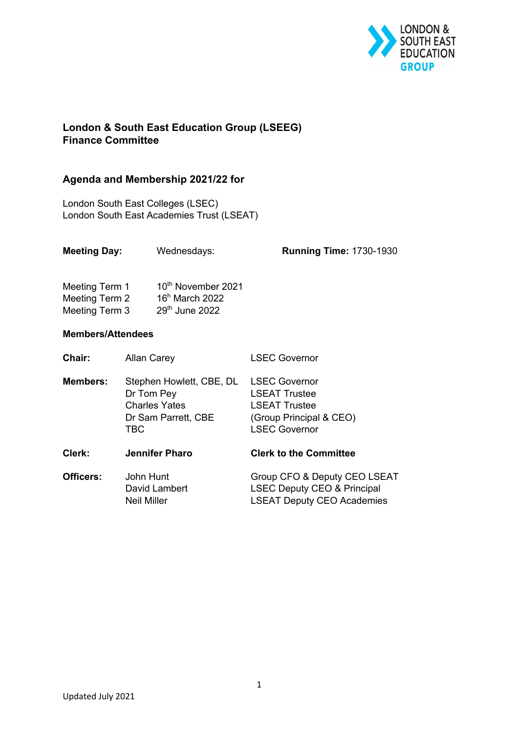LONDON & SOUTH EAST EDUCATION GROUP

**London & South East Education Group (LSEEG)**
**Finance Committee**

**Agenda and Membership 2021/22 for**

London South East Colleges (LSEC)
London South East Academies Trust (LSEAT)

| **Meeting Day:** | Wednesdays: | **Running Time:** 1730-1930 |
|---|---|---|

| | |
|---|---|
| Meeting Term 1 | 10th November 2021 |
| Meeting Term 2 | 16h March 2022 |
| Meeting Term 3 | 29th June 2022 |

**Members/Attendees**

| | | |
|---|---|---|
| **Chair:** | Allan Carey | LSEC Governor |
| **Members:** | Stephen Howlett, CBE, DL | LSEC Governor |
| | Dr Tom Pey | LSEAT Trustee |
| | Charles Yates | LSEAT Trustee |
| | Dr Sam Parrett, CBE | (Group Principal & CEO) |
| | TBC | LSEC Governor |
| **Clerk:** | **Jennifer Pharo** | **Clerk to the Committee** |
| **Officers:** | John Hunt | Group CFO & Deputy CEO LSEAT |
| | David Lambert | LSEC Deputy CEO & Principal |
| | Neil Miller | LSEAT Deputy CEO Academies |

Updated July 2021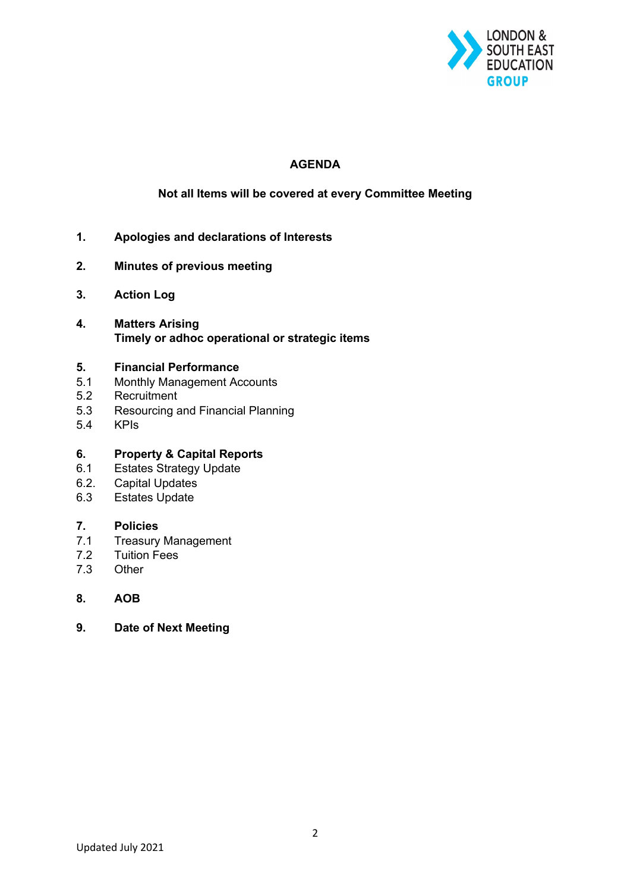# AGENDA

**Not all Items will be covered at every Committee Meeting**

**1. Apologies and declarations of Interests**

**2. Minutes of previous meeting**

**3. Action Log**

**4. Matters Arising**
**Timely or adhoc operational or strategic items**

**5. Financial Performance**
- 5.1 Monthly Management Accounts
- 5.2 Recruitment
- 5.3 Resourcing and Financial Planning
- 5.4 KPIs

**6. Property & Capital Reports**
- 6.1 Estates Strategy Update
- 6.2. Capital Updates
- 6.3 Estates Update

**7. Policies**
- 7.1 Treasury Management
- 7.2 Tuition Fees
- 7.3 Other

**8. AOB**

**9. Date of Next Meeting**

Updated July 2021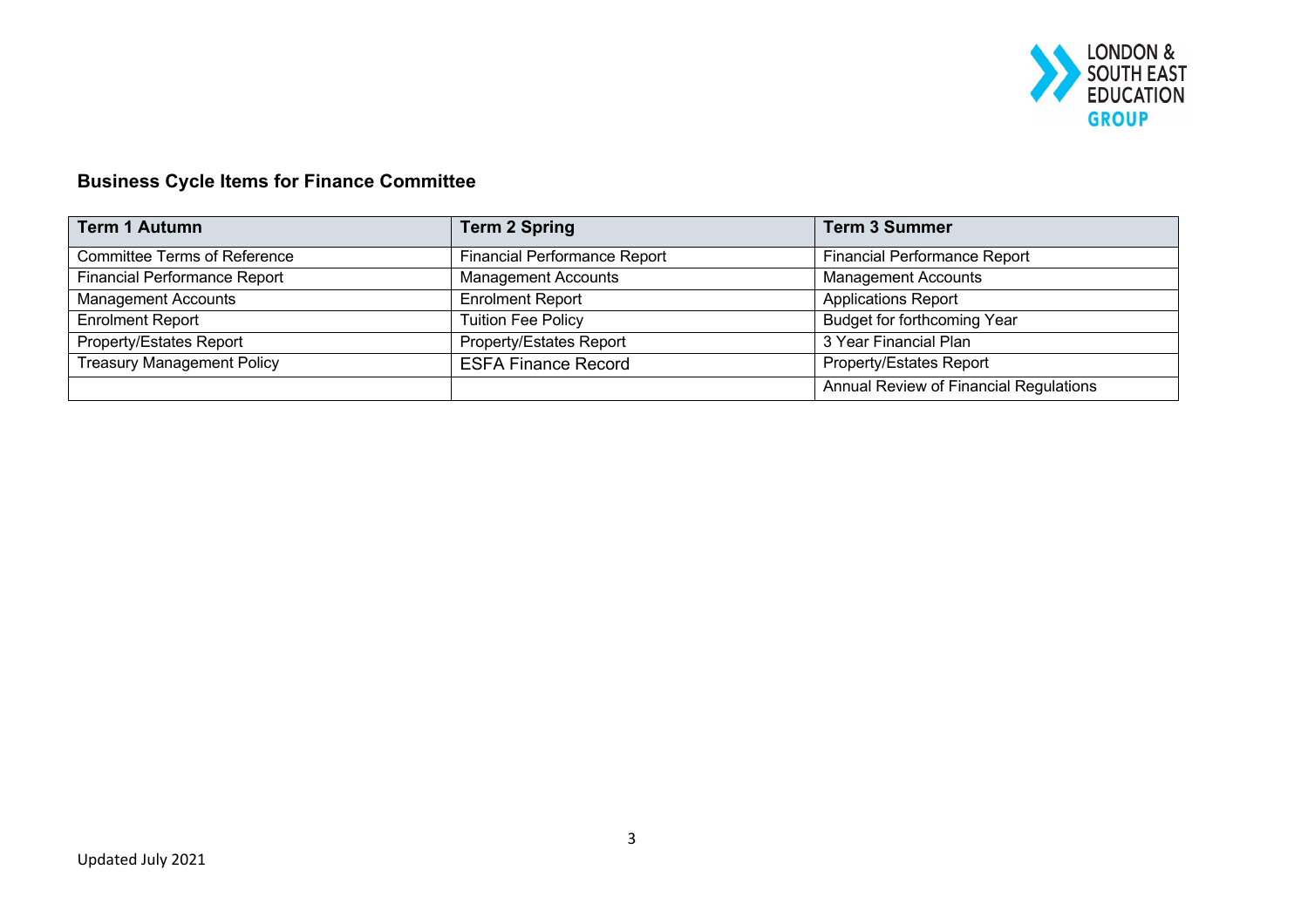## Business Cycle Items for Finance Committee

| Term 1 Autumn | Term 2 Spring | Term 3 Summer |
|---|---|---|
| Committee Terms of Reference | Financial Performance Report | Financial Performance Report |
| Financial Performance Report | Management Accounts | Management Accounts |
| Management Accounts | Enrolment Report | Applications Report |
| Enrolment Report | Tuition Fee Policy | Budget for forthcoming Year |
| Property/Estates Report | Property/Estates Report | 3 Year Financial Plan |
| Treasury Management Policy | ESFA Finance Record | Property/Estates Report |
| | | Annual Review of Financial Regulations |

Updated July 2021